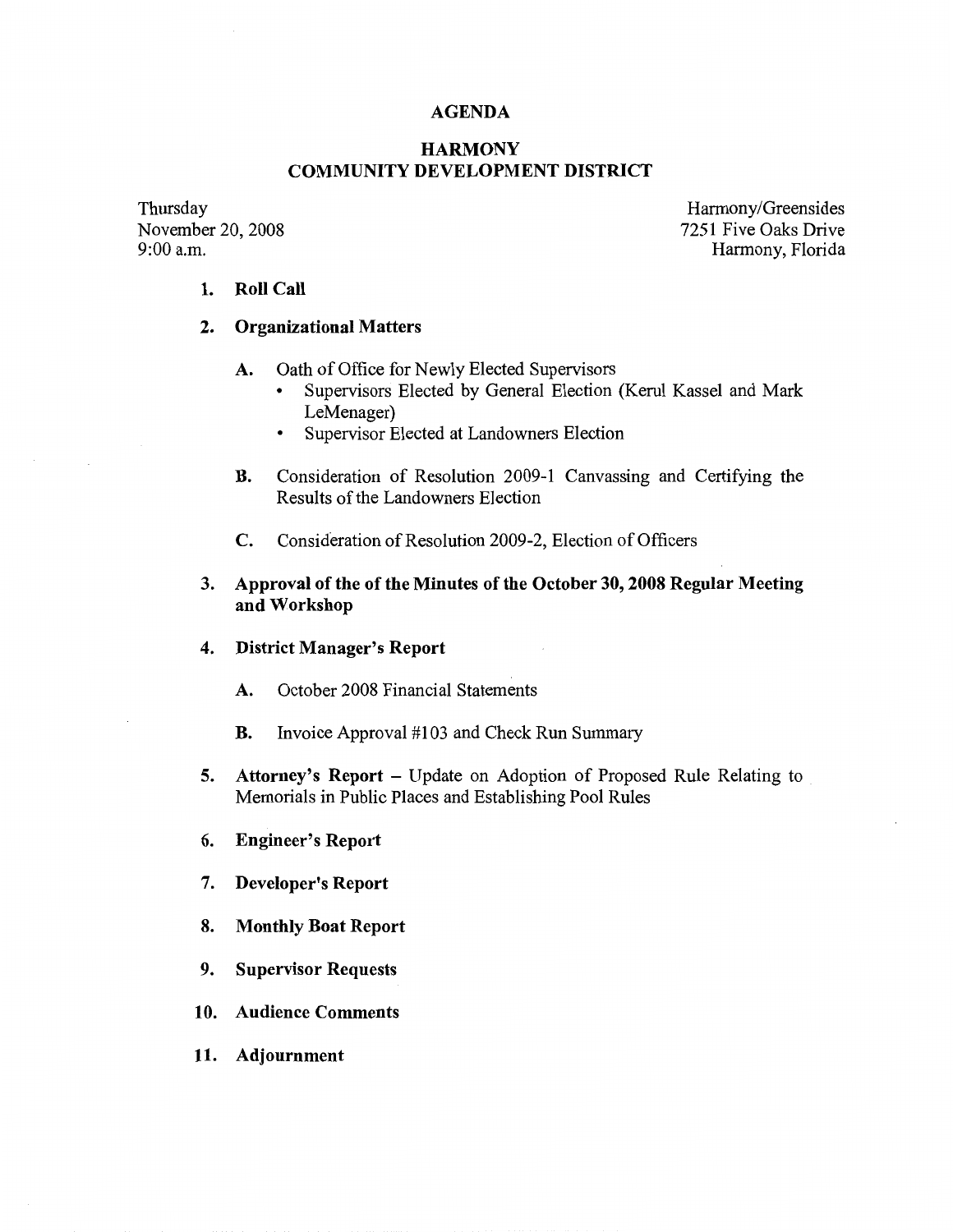# AGENDA

## HARMONY
## COMMUNITY DEVELOPMENT DISTRICT

Thursday
November 20, 2008
9:00 a.m.

Harmony/Greensides
7251 Five Oaks Drive
Harmony, Florida

1. **Roll Call**

2. **Organizational Matters**

    A. Oath of Office for Newly Elected Supervisors
    - Supervisors Elected by General Election (Kerul Kassel and Mark LeMenager)
    - Supervisor Elected at Landowners Election

    B. Consideration of Resolution 2009-1 Canvassing and Certifying the Results of the Landowners Election

    C. Consideration of Resolution 2009-2, Election of Officers

3. **Approval of the of the Minutes of the October 30, 2008 Regular Meeting and Workshop**

4. **District Manager's Report**

    A. October 2008 Financial Statements

    B. Invoice Approval #103 and Check Run Summary

5. **Attorney's Report** – Update on Adoption of Proposed Rule Relating to Memorials in Public Places and Establishing Pool Rules

6. **Engineer's Report**

7. **Developer's Report**

8. **Monthly Boat Report**

9. **Supervisor Requests**

10. **Audience Comments**

11. **Adjournment**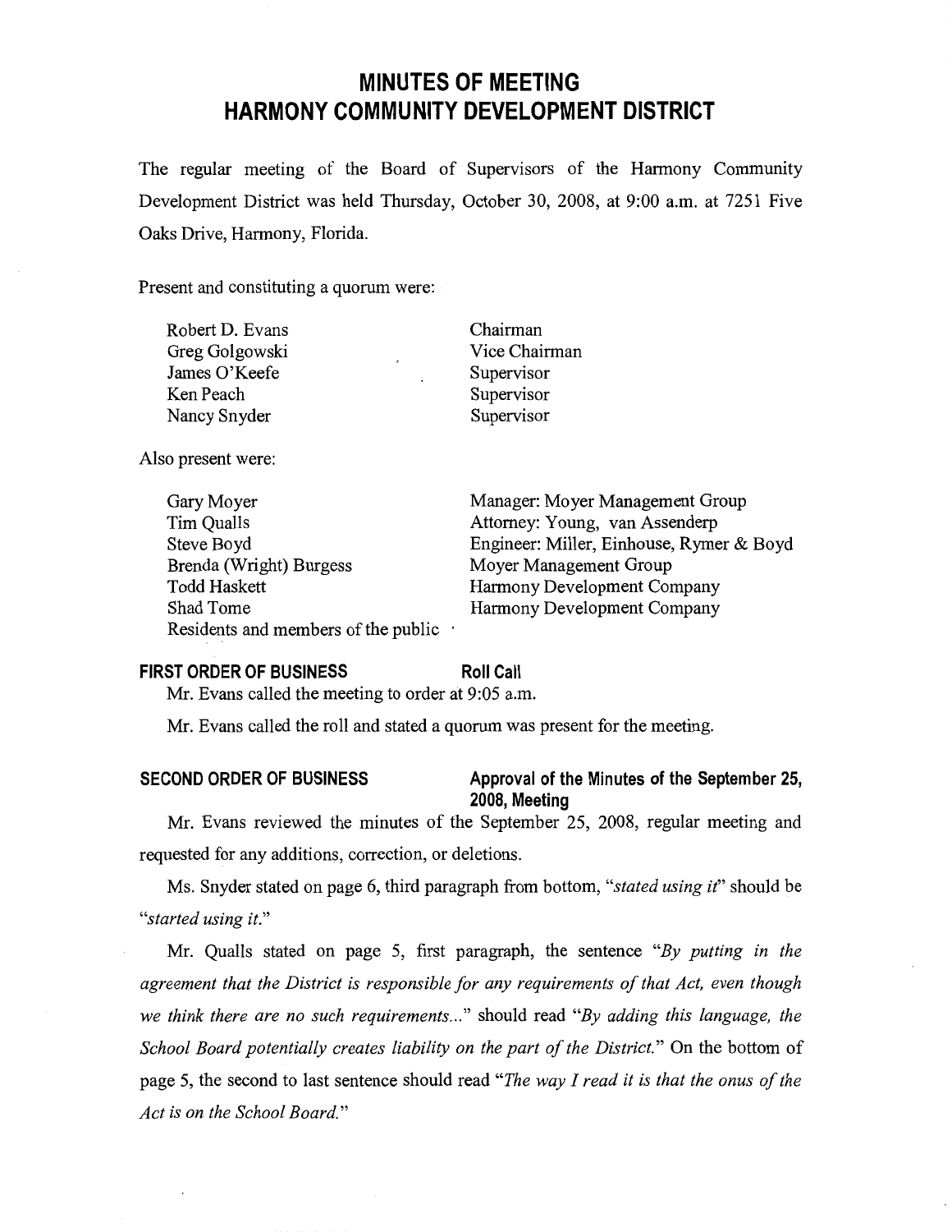# MINUTES OF MEETING
# HARMONY COMMUNITY DEVELOPMENT DISTRICT

The regular meeting of the Board of Supervisors of the Harmony Community Development District was held Thursday, October 30, 2008, at 9:00 a.m. at 7251 Five Oaks Drive, Harmony, Florida.

Present and constituting a quorum were:

| | |
|---|---|
| Robert D. Evans | Chairman |
| Greg Golgowski | Vice Chairman |
| James O'Keefe | Supervisor |
| Ken Peach | Supervisor |
| Nancy Snyder | Supervisor |

Also present were:

| | |
|---|---|
| Gary Moyer | Manager: Moyer Management Group |
| Tim Qualls | Attorney: Young, van Assenderp |
| Steve Boyd | Engineer: Miller, Einhouse, Rymer & Boyd |
| Brenda (Wright) Burgess | Moyer Management Group |
| Todd Haskett | Harmony Development Company |
| Shad Tome | Harmony Development Company |
| Residents and members of the public | |

**FIRST ORDER OF BUSINESS** **Roll Call**

Mr. Evans called the meeting to order at 9:05 a.m.

Mr. Evans called the roll and stated a quorum was present for the meeting.

**SECOND ORDER OF BUSINESS** **Approval of the Minutes of the September 25, 2008, Meeting**

Mr. Evans reviewed the minutes of the September 25, 2008, regular meeting and requested for any additions, correction, or deletions.

Ms. Snyder stated on page 6, third paragraph from bottom, "*stated using it*" should be "*started using it.*"

Mr. Qualls stated on page 5, first paragraph, the sentence "*By putting in the agreement that the District is responsible for any requirements of that Act, even though we think there are no such requirements...*" should read "*By adding this language, the School Board potentially creates liability on the part of the District.*" On the bottom of page 5, the second to last sentence should read "*The way I read it is that the onus of the Act is on the School Board.*"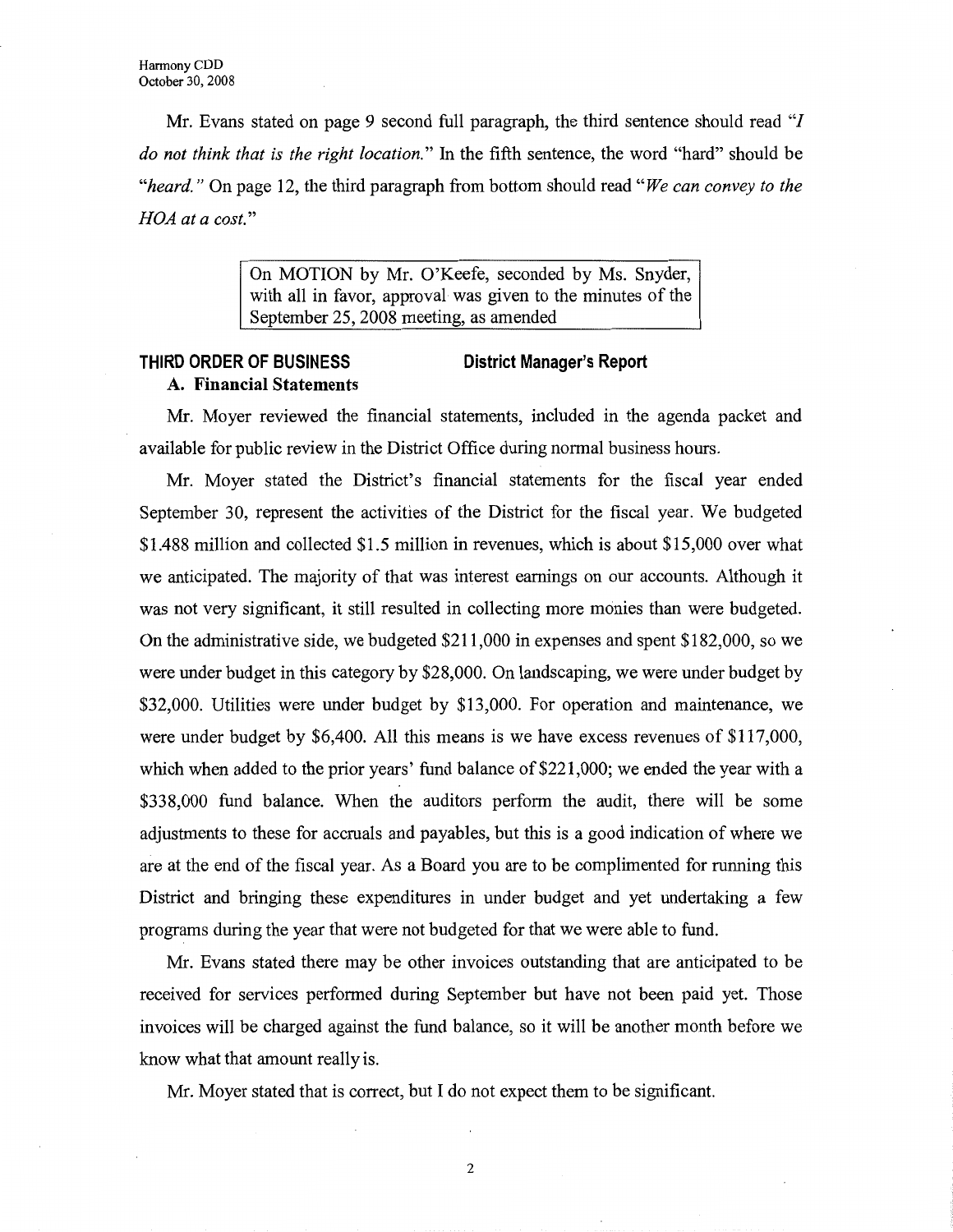Mr. Evans stated on page 9 second full paragraph, the third sentence should read "*I do not think that is the right location.*" In the fifth sentence, the word "hard" should be "*heard.*" On page 12, the third paragraph from bottom should read "*We can convey to the HOA at a cost.*"

> On MOTION by Mr. O'Keefe, seconded by Ms. Snyder, with all in favor, approval was given to the minutes of the September 25, 2008 meeting, as amended

## THIRD ORDER OF BUSINESS — District Manager's Report

### A. Financial Statements

Mr. Moyer reviewed the financial statements, included in the agenda packet and available for public review in the District Office during normal business hours.

Mr. Moyer stated the District's financial statements for the fiscal year ended September 30, represent the activities of the District for the fiscal year. We budgeted $1.488 million and collected $1.5 million in revenues, which is about $15,000 over what we anticipated. The majority of that was interest earnings on our accounts. Although it was not very significant, it still resulted in collecting more monies than were budgeted. On the administrative side, we budgeted $211,000 in expenses and spent $182,000, so we were under budget in this category by $28,000. On landscaping, we were under budget by $32,000. Utilities were under budget by $13,000. For operation and maintenance, we were under budget by $6,400. All this means is we have excess revenues of $117,000, which when added to the prior years' fund balance of $221,000; we ended the year with a $338,000 fund balance. When the auditors perform the audit, there will be some adjustments to these for accruals and payables, but this is a good indication of where we are at the end of the fiscal year. As a Board you are to be complimented for running this District and bringing these expenditures in under budget and yet undertaking a few programs during the year that were not budgeted for that we were able to fund.

Mr. Evans stated there may be other invoices outstanding that are anticipated to be received for services performed during September but have not been paid yet. Those invoices will be charged against the fund balance, so it will be another month before we know what that amount really is.

Mr. Moyer stated that is correct, but I do not expect them to be significant.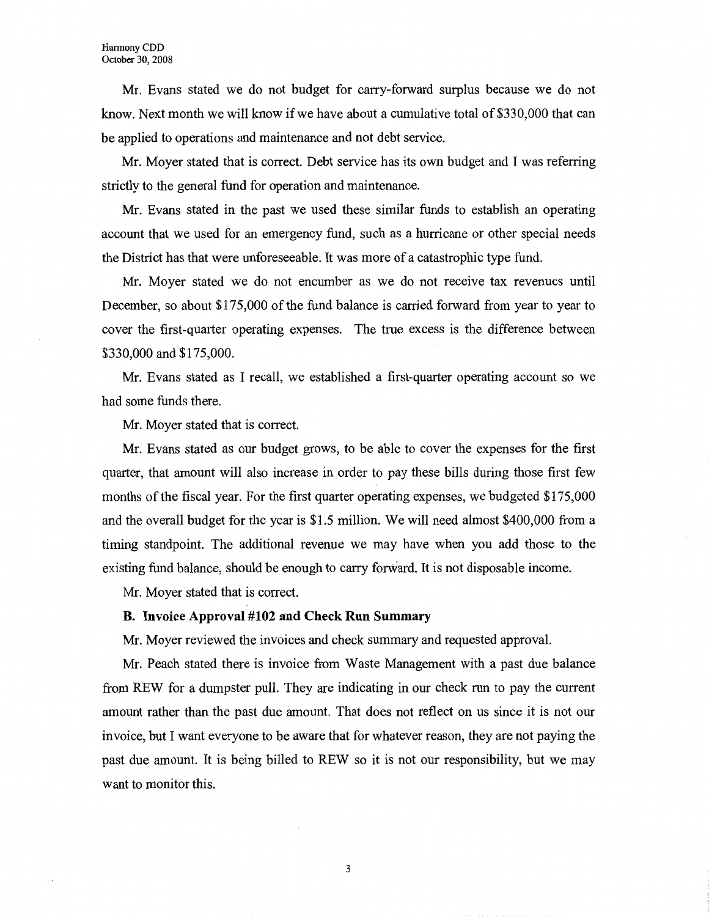Mr. Evans stated we do not budget for carry-forward surplus because we do not know. Next month we will know if we have about a cumulative total of $330,000 that can be applied to operations and maintenance and not debt service.

Mr. Moyer stated that is correct. Debt service has its own budget and I was referring strictly to the general fund for operation and maintenance.

Mr. Evans stated in the past we used these similar funds to establish an operating account that we used for an emergency fund, such as a hurricane or other special needs the District has that were unforeseeable. It was more of a catastrophic type fund.

Mr. Moyer stated we do not encumber as we do not receive tax revenues until December, so about $175,000 of the fund balance is carried forward from year to year to cover the first-quarter operating expenses. The true excess is the difference between $330,000 and $175,000.

Mr. Evans stated as I recall, we established a first-quarter operating account so we had some funds there.

Mr. Moyer stated that is correct.

Mr. Evans stated as our budget grows, to be able to cover the expenses for the first quarter, that amount will also increase in order to pay these bills during those first few months of the fiscal year. For the first quarter operating expenses, we budgeted $175,000 and the overall budget for the year is $1.5 million. We will need almost $400,000 from a timing standpoint. The additional revenue we may have when you add those to the existing fund balance, should be enough to carry forward. It is not disposable income.

Mr. Moyer stated that is correct.

**B. Invoice Approval #102 and Check Run Summary**

Mr. Moyer reviewed the invoices and check summary and requested approval.

Mr. Peach stated there is invoice from Waste Management with a past due balance from REW for a dumpster pull. They are indicating in our check run to pay the current amount rather than the past due amount. That does not reflect on us since it is not our invoice, but I want everyone to be aware that for whatever reason, they are not paying the past due amount. It is being billed to REW so it is not our responsibility, but we may want to monitor this.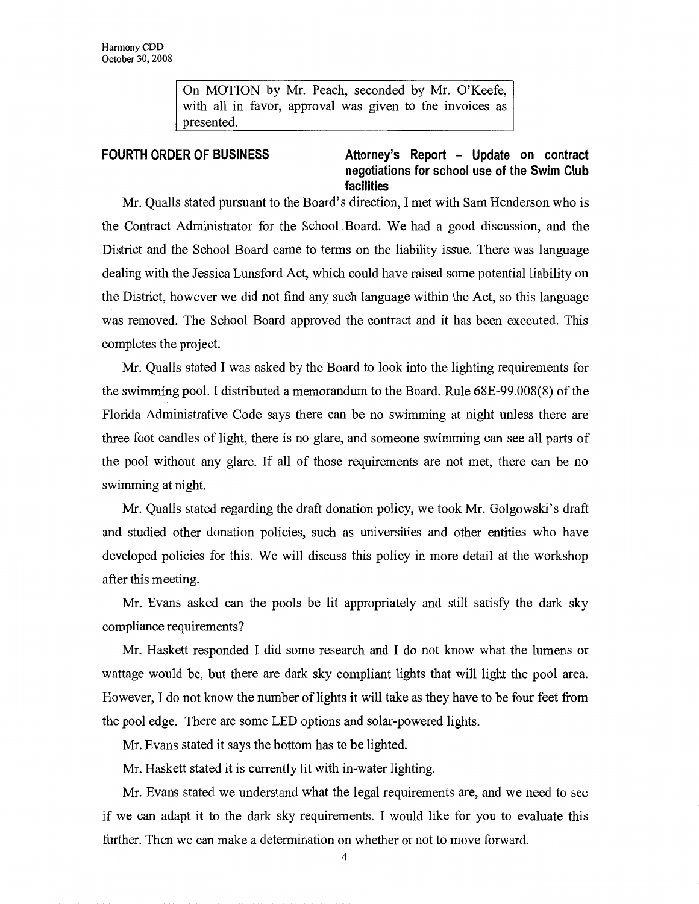On MOTION by Mr. Peach, seconded by Mr. O'Keefe, with all in favor, approval was given to the invoices as presented.

**FOURTH ORDER OF BUSINESS** **Attorney's Report – Update on contract negotiations for school use of the Swim Club facilities**

Mr. Qualls stated pursuant to the Board's direction, I met with Sam Henderson who is the Contract Administrator for the School Board. We had a good discussion, and the District and the School Board came to terms on the liability issue. There was language dealing with the Jessica Lunsford Act, which could have raised some potential liability on the District, however we did not find any such language within the Act, so this language was removed. The School Board approved the contract and it has been executed. This completes the project.

Mr. Qualls stated I was asked by the Board to look into the lighting requirements for the swimming pool. I distributed a memorandum to the Board. Rule 68E-99.008(8) of the Florida Administrative Code says there can be no swimming at night unless there are three foot candles of light, there is no glare, and someone swimming can see all parts of the pool without any glare. If all of those requirements are not met, there can be no swimming at night.

Mr. Qualls stated regarding the draft donation policy, we took Mr. Golgowski's draft and studied other donation policies, such as universities and other entities who have developed policies for this. We will discuss this policy in more detail at the workshop after this meeting.

Mr. Evans asked can the pools be lit appropriately and still satisfy the dark sky compliance requirements?

Mr. Haskett responded I did some research and I do not know what the lumens or wattage would be, but there are dark sky compliant lights that will light the pool area. However, I do not know the number of lights it will take as they have to be four feet from the pool edge. There are some LED options and solar-powered lights.

Mr. Evans stated it says the bottom has to be lighted.

Mr. Haskett stated it is currently lit with in-water lighting.

Mr. Evans stated we understand what the legal requirements are, and we need to see if we can adapt it to the dark sky requirements. I would like for you to evaluate this further. Then we can make a determination on whether or not to move forward.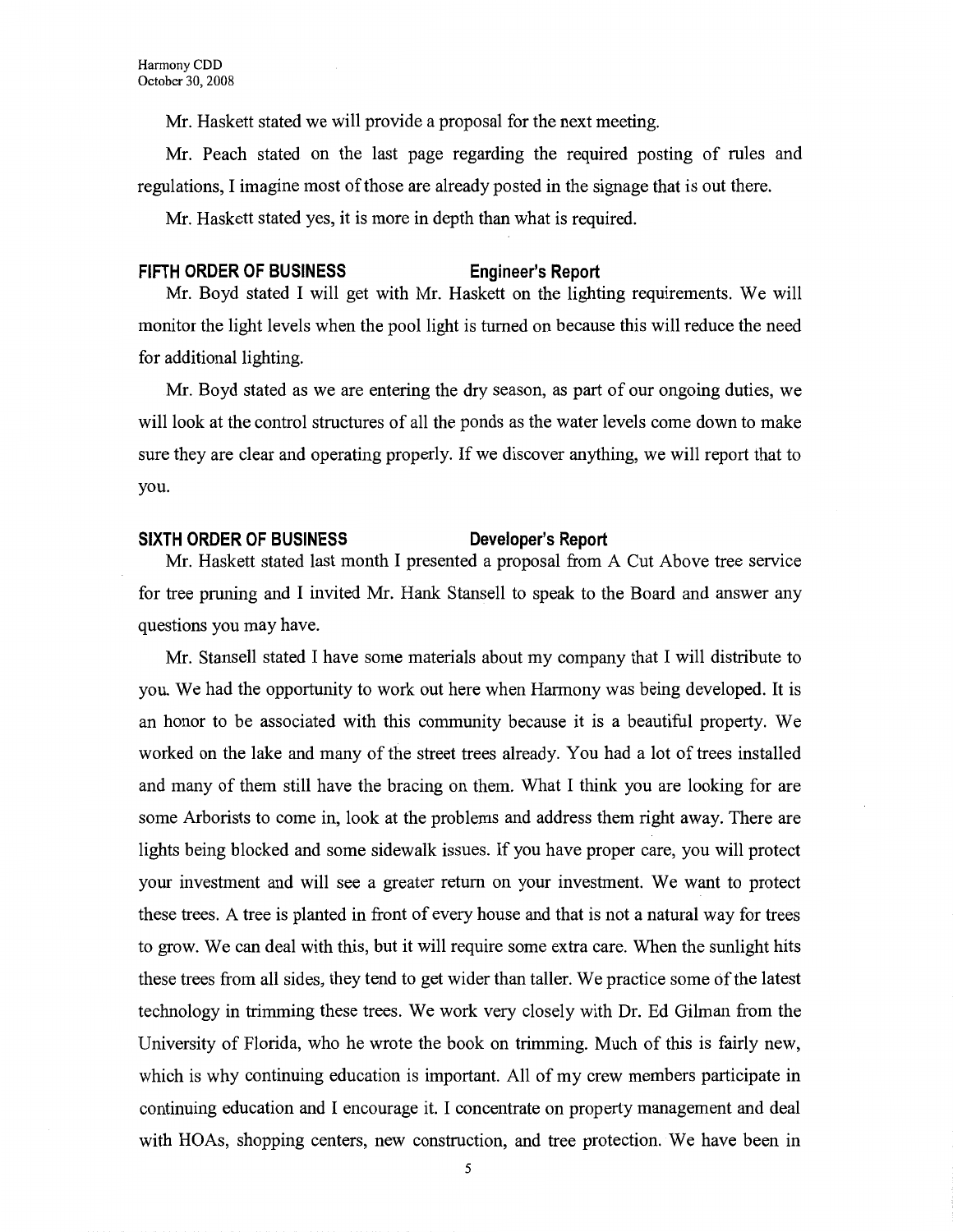Mr. Haskett stated we will provide a proposal for the next meeting.

Mr. Peach stated on the last page regarding the required posting of rules and regulations, I imagine most of those are already posted in the signage that is out there.

Mr. Haskett stated yes, it is more in depth than what is required.

## FIFTH ORDER OF BUSINESS Engineer's Report

Mr. Boyd stated I will get with Mr. Haskett on the lighting requirements. We will monitor the light levels when the pool light is turned on because this will reduce the need for additional lighting.

Mr. Boyd stated as we are entering the dry season, as part of our ongoing duties, we will look at the control structures of all the ponds as the water levels come down to make sure they are clear and operating properly. If we discover anything, we will report that to you.

## SIXTH ORDER OF BUSINESS Developer's Report

Mr. Haskett stated last month I presented a proposal from A Cut Above tree service for tree pruning and I invited Mr. Hank Stansell to speak to the Board and answer any questions you may have.

Mr. Stansell stated I have some materials about my company that I will distribute to you. We had the opportunity to work out here when Harmony was being developed. It is an honor to be associated with this community because it is a beautiful property. We worked on the lake and many of the street trees already. You had a lot of trees installed and many of them still have the bracing on them. What I think you are looking for are some Arborists to come in, look at the problems and address them right away. There are lights being blocked and some sidewalk issues. If you have proper care, you will protect your investment and will see a greater return on your investment. We want to protect these trees. A tree is planted in front of every house and that is not a natural way for trees to grow. We can deal with this, but it will require some extra care. When the sunlight hits these trees from all sides, they tend to get wider than taller. We practice some of the latest technology in trimming these trees. We work very closely with Dr. Ed Gilman from the University of Florida, who he wrote the book on trimming. Much of this is fairly new, which is why continuing education is important. All of my crew members participate in continuing education and I encourage it. I concentrate on property management and deal with HOAs, shopping centers, new construction, and tree protection. We have been in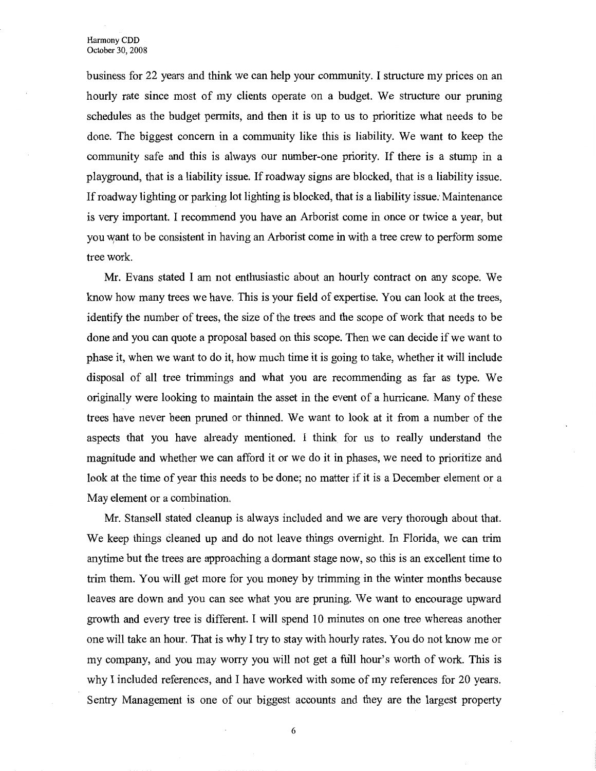business for 22 years and think we can help your community. I structure my prices on an hourly rate since most of my clients operate on a budget. We structure our pruning schedules as the budget permits, and then it is up to us to prioritize what needs to be done. The biggest concern in a community like this is liability. We want to keep the community safe and this is always our number-one priority. If there is a stump in a playground, that is a liability issue. If roadway signs are blocked, that is a liability issue. If roadway lighting or parking lot lighting is blocked, that is a liability issue. Maintenance is very important. I recommend you have an Arborist come in once or twice a year, but you want to be consistent in having an Arborist come in with a tree crew to perform some tree work.

Mr. Evans stated I am not enthusiastic about an hourly contract on any scope. We know how many trees we have. This is your field of expertise. You can look at the trees, identify the number of trees, the size of the trees and the scope of work that needs to be done and you can quote a proposal based on this scope. Then we can decide if we want to phase it, when we want to do it, how much time it is going to take, whether it will include disposal of all tree trimmings and what you are recommending as far as type. We originally were looking to maintain the asset in the event of a hurricane. Many of these trees have never been pruned or thinned. We want to look at it from a number of the aspects that you have already mentioned. I think for us to really understand the magnitude and whether we can afford it or we do it in phases, we need to prioritize and look at the time of year this needs to be done; no matter if it is a December element or a May element or a combination.

Mr. Stansell stated cleanup is always included and we are very thorough about that. We keep things cleaned up and do not leave things overnight. In Florida, we can trim anytime but the trees are approaching a dormant stage now, so this is an excellent time to trim them. You will get more for you money by trimming in the winter months because leaves are down and you can see what you are pruning. We want to encourage upward growth and every tree is different. I will spend 10 minutes on one tree whereas another one will take an hour. That is why I try to stay with hourly rates. You do not know me or my company, and you may worry you will not get a full hour's worth of work. This is why I included references, and I have worked with some of my references for 20 years. Sentry Management is one of our biggest accounts and they are the largest property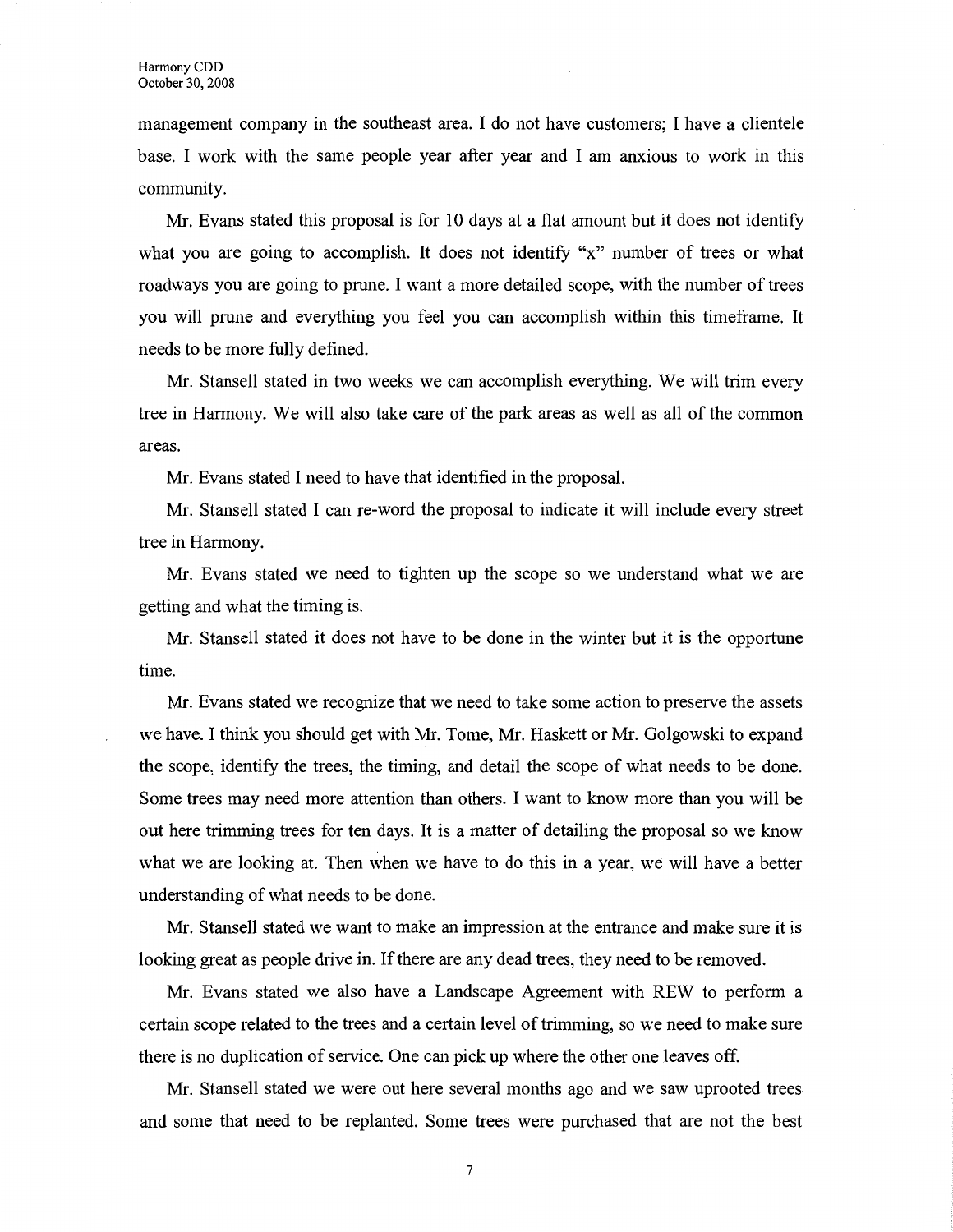management company in the southeast area. I do not have customers; I have a clientele base. I work with the same people year after year and I am anxious to work in this community.

Mr. Evans stated this proposal is for 10 days at a flat amount but it does not identify what you are going to accomplish. It does not identify "x" number of trees or what roadways you are going to prune. I want a more detailed scope, with the number of trees you will prune and everything you feel you can accomplish within this timeframe. It needs to be more fully defined.

Mr. Stansell stated in two weeks we can accomplish everything. We will trim every tree in Harmony. We will also take care of the park areas as well as all of the common areas.

Mr. Evans stated I need to have that identified in the proposal.

Mr. Stansell stated I can re-word the proposal to indicate it will include every street tree in Harmony.

Mr. Evans stated we need to tighten up the scope so we understand what we are getting and what the timing is.

Mr. Stansell stated it does not have to be done in the winter but it is the opportune time.

Mr. Evans stated we recognize that we need to take some action to preserve the assets we have. I think you should get with Mr. Tome, Mr. Haskett or Mr. Golgowski to expand the scope, identify the trees, the timing, and detail the scope of what needs to be done. Some trees may need more attention than others. I want to know more than you will be out here trimming trees for ten days. It is a matter of detailing the proposal so we know what we are looking at. Then when we have to do this in a year, we will have a better understanding of what needs to be done.

Mr. Stansell stated we want to make an impression at the entrance and make sure it is looking great as people drive in. If there are any dead trees, they need to be removed.

Mr. Evans stated we also have a Landscape Agreement with REW to perform a certain scope related to the trees and a certain level of trimming, so we need to make sure there is no duplication of service. One can pick up where the other one leaves off.

Mr. Stansell stated we were out here several months ago and we saw uprooted trees and some that need to be replanted. Some trees were purchased that are not the best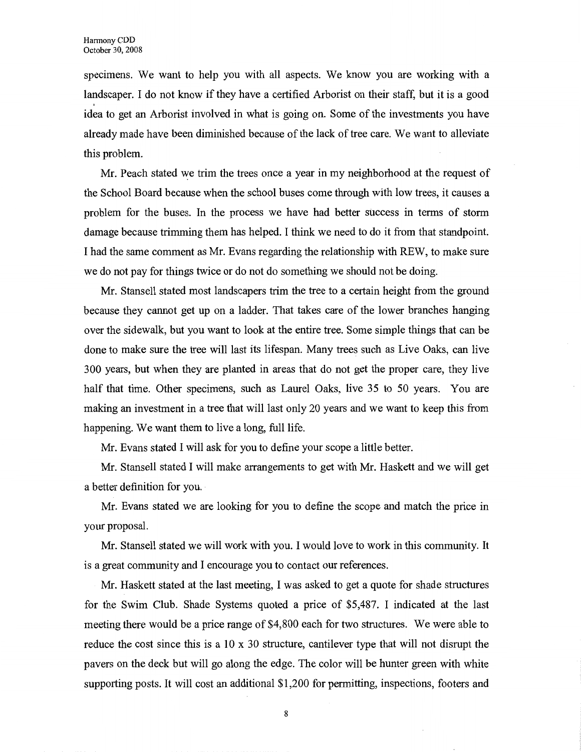specimens. We want to help you with all aspects. We know you are working with a landscaper. I do not know if they have a certified Arborist on their staff, but it is a good idea to get an Arborist involved in what is going on. Some of the investments you have already made have been diminished because of the lack of tree care. We want to alleviate this problem.

Mr. Peach stated we trim the trees once a year in my neighborhood at the request of the School Board because when the school buses come through with low trees, it causes a problem for the buses. In the process we have had better success in terms of storm damage because trimming them has helped. I think we need to do it from that standpoint. I had the same comment as Mr. Evans regarding the relationship with REW, to make sure we do not pay for things twice or do not do something we should not be doing.

Mr. Stansell stated most landscapers trim the tree to a certain height from the ground because they cannot get up on a ladder. That takes care of the lower branches hanging over the sidewalk, but you want to look at the entire tree. Some simple things that can be done to make sure the tree will last its lifespan. Many trees such as Live Oaks, can live 300 years, but when they are planted in areas that do not get the proper care, they live half that time. Other specimens, such as Laurel Oaks, live 35 to 50 years. You are making an investment in a tree that will last only 20 years and we want to keep this from happening. We want them to live a long, full life.

Mr. Evans stated I will ask for you to define your scope a little better.

Mr. Stansell stated I will make arrangements to get with Mr. Haskett and we will get a better definition for you.

Mr. Evans stated we are looking for you to define the scope and match the price in your proposal.

Mr. Stansell stated we will work with you. I would love to work in this community. It is a great community and I encourage you to contact our references.

Mr. Haskett stated at the last meeting, I was asked to get a quote for shade structures for the Swim Club. Shade Systems quoted a price of $5,487. I indicated at the last meeting there would be a price range of $4,800 each for two structures. We were able to reduce the cost since this is a 10 x 30 structure, cantilever type that will not disrupt the pavers on the deck but will go along the edge. The color will be hunter green with white supporting posts. It will cost an additional $1,200 for permitting, inspections, footers and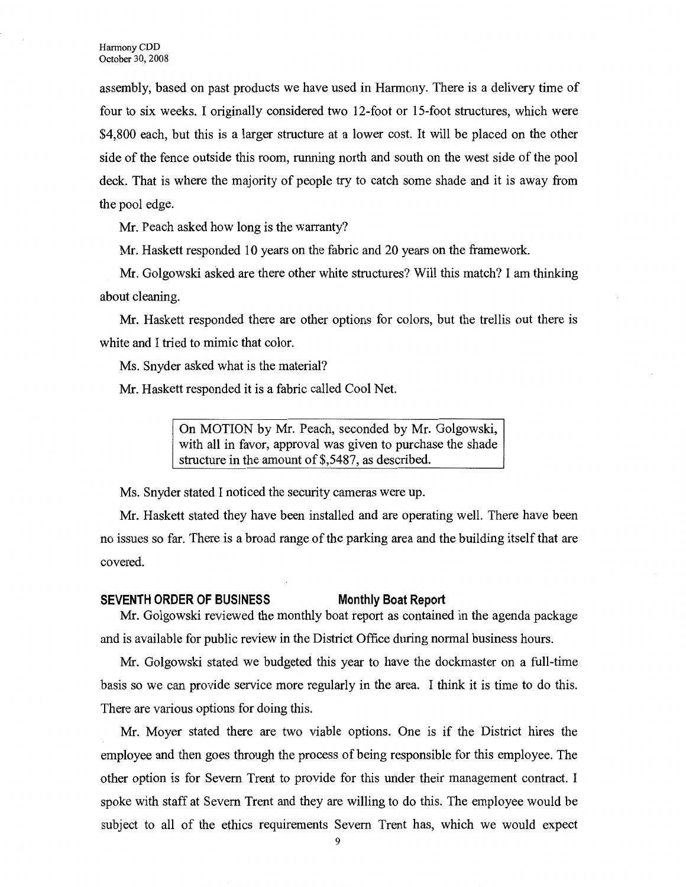assembly, based on past products we have used in Harmony. There is a delivery time of four to six weeks. I originally considered two 12-foot or 15-foot structures, which were $4,800 each, but this is a larger structure at a lower cost. It will be placed on the other side of the fence outside this room, running north and south on the west side of the pool deck. That is where the majority of people try to catch some shade and it is away from the pool edge.

Mr. Peach asked how long is the warranty?

Mr. Haskett responded 10 years on the fabric and 20 years on the framework.

Mr. Golgowski asked are there other white structures? Will this match? I am thinking about cleaning.

Mr. Haskett responded there are other options for colors, but the trellis out there is white and I tried to mimic that color.

Ms. Snyder asked what is the material?

Mr. Haskett responded it is a fabric called Cool Net.

> On MOTION by Mr. Peach, seconded by Mr. Golgowski, with all in favor, approval was given to purchase the shade structure in the amount of $,5487, as described.

Ms. Snyder stated I noticed the security cameras were up.

Mr. Haskett stated they have been installed and are operating well. There have been no issues so far. There is a broad range of the parking area and the building itself that are covered.

## SEVENTH ORDER OF BUSINESS — Monthly Boat Report

Mr. Golgowski reviewed the monthly boat report as contained in the agenda package and is available for public review in the District Office during normal business hours.

Mr. Golgowski stated we budgeted this year to have the dockmaster on a full-time basis so we can provide service more regularly in the area. I think it is time to do this. There are various options for doing this.

Mr. Moyer stated there are two viable options. One is if the District hires the employee and then goes through the process of being responsible for this employee. The other option is for Severn Trent to provide for this under their management contract. I spoke with staff at Severn Trent and they are willing to do this. The employee would be subject to all of the ethics requirements Severn Trent has, which we would expect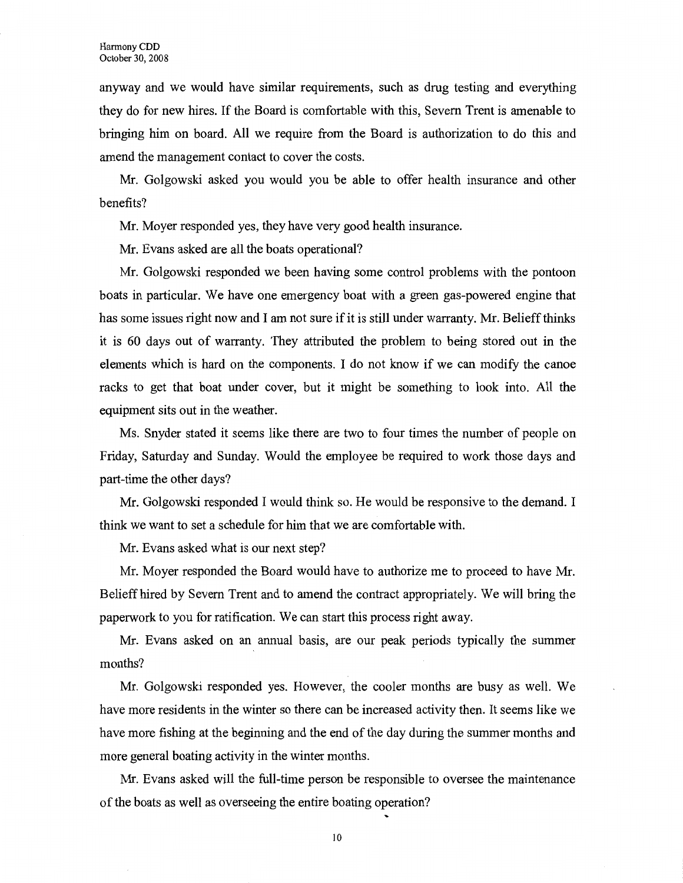anyway and we would have similar requirements, such as drug testing and everything they do for new hires. If the Board is comfortable with this, Severn Trent is amenable to bringing him on board. All we require from the Board is authorization to do this and amend the management contact to cover the costs.

Mr. Golgowski asked you would you be able to offer health insurance and other benefits?

Mr. Moyer responded yes, they have very good health insurance.

Mr. Evans asked are all the boats operational?

Mr. Golgowski responded we been having some control problems with the pontoon boats in particular. We have one emergency boat with a green gas-powered engine that has some issues right now and I am not sure if it is still under warranty. Mr. Belieff thinks it is 60 days out of warranty. They attributed the problem to being stored out in the elements which is hard on the components. I do not know if we can modify the canoe racks to get that boat under cover, but it might be something to look into. All the equipment sits out in the weather.

Ms. Snyder stated it seems like there are two to four times the number of people on Friday, Saturday and Sunday. Would the employee be required to work those days and part-time the other days?

Mr. Golgowski responded I would think so. He would be responsive to the demand. I think we want to set a schedule for him that we are comfortable with.

Mr. Evans asked what is our next step?

Mr. Moyer responded the Board would have to authorize me to proceed to have Mr. Belieff hired by Severn Trent and to amend the contract appropriately. We will bring the paperwork to you for ratification. We can start this process right away.

Mr. Evans asked on an annual basis, are our peak periods typically the summer months?

Mr. Golgowski responded yes. However, the cooler months are busy as well. We have more residents in the winter so there can be increased activity then. It seems like we have more fishing at the beginning and the end of the day during the summer months and more general boating activity in the winter months.

Mr. Evans asked will the full-time person be responsible to oversee the maintenance of the boats as well as overseeing the entire boating operation?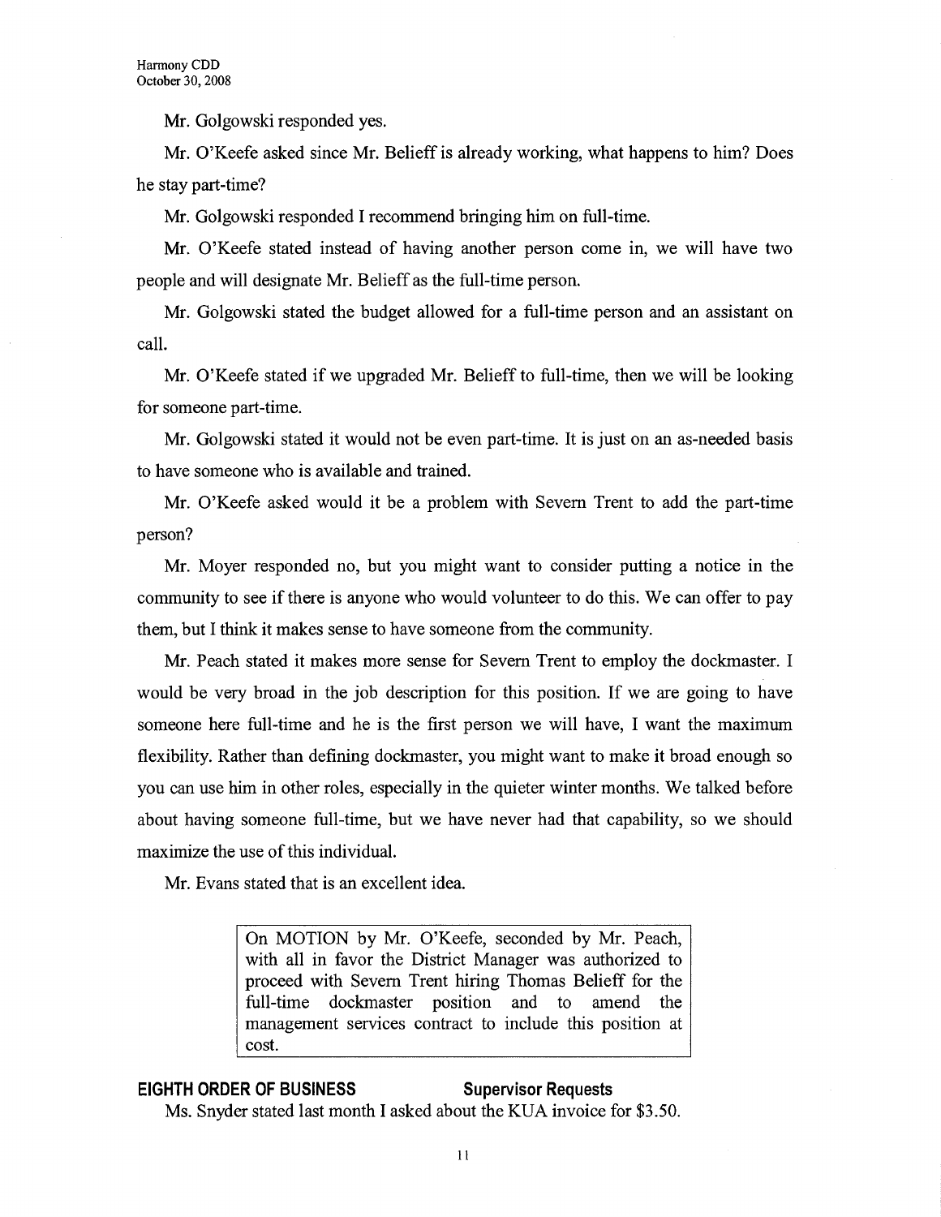Mr. Golgowski responded yes.

Mr. O'Keefe asked since Mr. Belieff is already working, what happens to him? Does he stay part-time?

Mr. Golgowski responded I recommend bringing him on full-time.

Mr. O'Keefe stated instead of having another person come in, we will have two people and will designate Mr. Belieff as the full-time person.

Mr. Golgowski stated the budget allowed for a full-time person and an assistant on call.

Mr. O'Keefe stated if we upgraded Mr. Belieff to full-time, then we will be looking for someone part-time.

Mr. Golgowski stated it would not be even part-time. It is just on an as-needed basis to have someone who is available and trained.

Mr. O'Keefe asked would it be a problem with Severn Trent to add the part-time person?

Mr. Moyer responded no, but you might want to consider putting a notice in the community to see if there is anyone who would volunteer to do this. We can offer to pay them, but I think it makes sense to have someone from the community.

Mr. Peach stated it makes more sense for Severn Trent to employ the dockmaster. I would be very broad in the job description for this position. If we are going to have someone here full-time and he is the first person we will have, I want the maximum flexibility. Rather than defining dockmaster, you might want to make it broad enough so you can use him in other roles, especially in the quieter winter months. We talked before about having someone full-time, but we have never had that capability, so we should maximize the use of this individual.

Mr. Evans stated that is an excellent idea.

> On MOTION by Mr. O'Keefe, seconded by Mr. Peach, with all in favor the District Manager was authorized to proceed with Severn Trent hiring Thomas Belieff for the full-time dockmaster position and to amend the management services contract to include this position at cost.

## EIGHTH ORDER OF BUSINESS — Supervisor Requests

Ms. Snyder stated last month I asked about the KUA invoice for $3.50.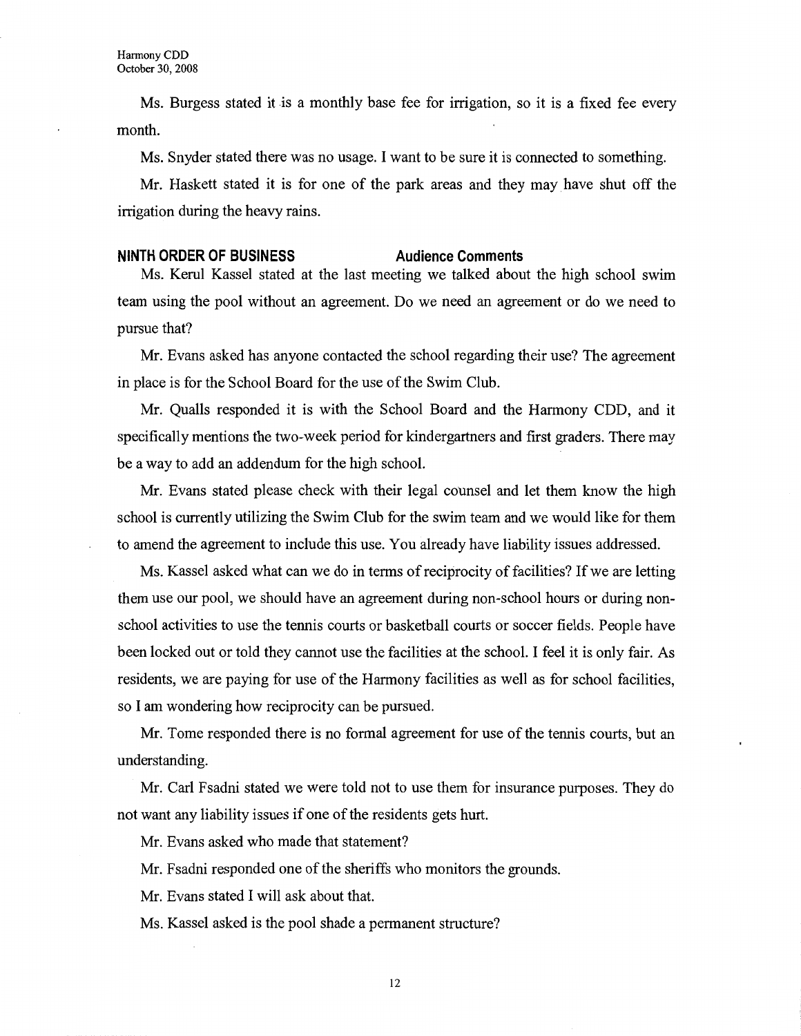Ms. Burgess stated it is a monthly base fee for irrigation, so it is a fixed fee every month.

Ms. Snyder stated there was no usage. I want to be sure it is connected to something.

Mr. Haskett stated it is for one of the park areas and they may have shut off the irrigation during the heavy rains.

**NINTH ORDER OF BUSINESS** **Audience Comments**

Ms. Kerul Kassel stated at the last meeting we talked about the high school swim team using the pool without an agreement. Do we need an agreement or do we need to pursue that?

Mr. Evans asked has anyone contacted the school regarding their use? The agreement in place is for the School Board for the use of the Swim Club.

Mr. Qualls responded it is with the School Board and the Harmony CDD, and it specifically mentions the two-week period for kindergartners and first graders. There may be a way to add an addendum for the high school.

Mr. Evans stated please check with their legal counsel and let them know the high school is currently utilizing the Swim Club for the swim team and we would like for them to amend the agreement to include this use. You already have liability issues addressed.

Ms. Kassel asked what can we do in terms of reciprocity of facilities? If we are letting them use our pool, we should have an agreement during non-school hours or during non-school activities to use the tennis courts or basketball courts or soccer fields. People have been locked out or told they cannot use the facilities at the school. I feel it is only fair. As residents, we are paying for use of the Harmony facilities as well as for school facilities, so I am wondering how reciprocity can be pursued.

Mr. Tome responded there is no formal agreement for use of the tennis courts, but an understanding.

Mr. Carl Fsadni stated we were told not to use them for insurance purposes. They do not want any liability issues if one of the residents gets hurt.

Mr. Evans asked who made that statement?

Mr. Fsadni responded one of the sheriffs who monitors the grounds.

Mr. Evans stated I will ask about that.

Ms. Kassel asked is the pool shade a permanent structure?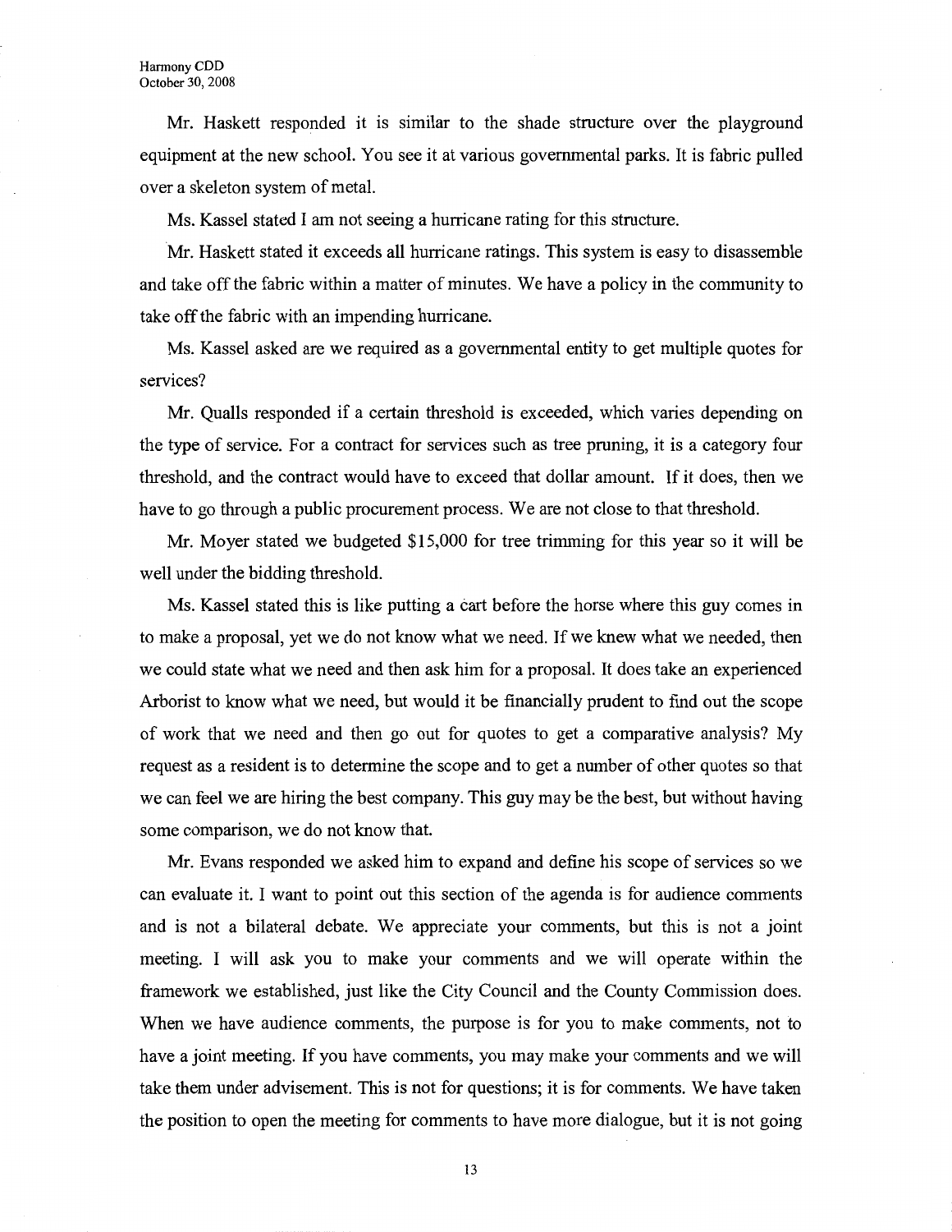Mr. Haskett responded it is similar to the shade structure over the playground equipment at the new school. You see it at various governmental parks. It is fabric pulled over a skeleton system of metal.

Ms. Kassel stated I am not seeing a hurricane rating for this structure.

Mr. Haskett stated it exceeds all hurricane ratings. This system is easy to disassemble and take off the fabric within a matter of minutes. We have a policy in the community to take off the fabric with an impending hurricane.

Ms. Kassel asked are we required as a governmental entity to get multiple quotes for services?

Mr. Qualls responded if a certain threshold is exceeded, which varies depending on the type of service. For a contract for services such as tree pruning, it is a category four threshold, and the contract would have to exceed that dollar amount. If it does, then we have to go through a public procurement process. We are not close to that threshold.

Mr. Moyer stated we budgeted $15,000 for tree trimming for this year so it will be well under the bidding threshold.

Ms. Kassel stated this is like putting a cart before the horse where this guy comes in to make a proposal, yet we do not know what we need. If we knew what we needed, then we could state what we need and then ask him for a proposal. It does take an experienced Arborist to know what we need, but would it be financially prudent to find out the scope of work that we need and then go out for quotes to get a comparative analysis? My request as a resident is to determine the scope and to get a number of other quotes so that we can feel we are hiring the best company. This guy may be the best, but without having some comparison, we do not know that.

Mr. Evans responded we asked him to expand and define his scope of services so we can evaluate it. I want to point out this section of the agenda is for audience comments and is not a bilateral debate. We appreciate your comments, but this is not a joint meeting. I will ask you to make your comments and we will operate within the framework we established, just like the City Council and the County Commission does. When we have audience comments, the purpose is for you to make comments, not to have a joint meeting. If you have comments, you may make your comments and we will take them under advisement. This is not for questions; it is for comments. We have taken the position to open the meeting for comments to have more dialogue, but it is not going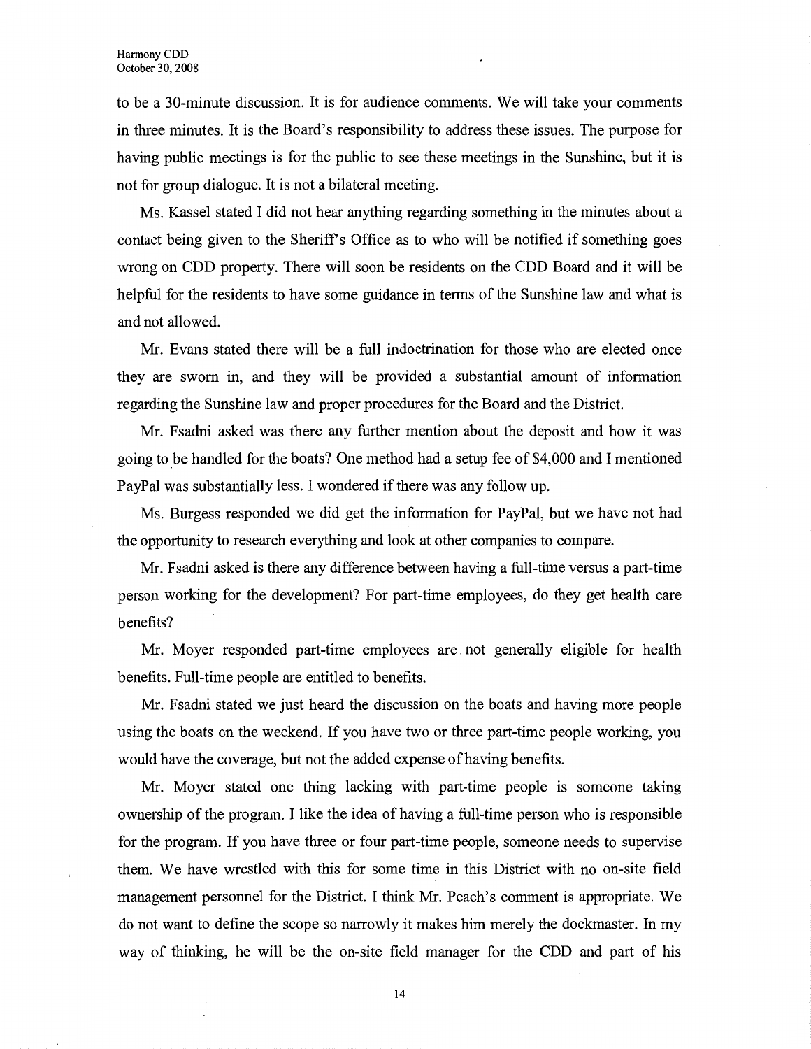to be a 30-minute discussion. It is for audience comments. We will take your comments in three minutes. It is the Board's responsibility to address these issues. The purpose for having public meetings is for the public to see these meetings in the Sunshine, but it is not for group dialogue. It is not a bilateral meeting.

Ms. Kassel stated I did not hear anything regarding something in the minutes about a contact being given to the Sheriff's Office as to who will be notified if something goes wrong on CDD property. There will soon be residents on the CDD Board and it will be helpful for the residents to have some guidance in terms of the Sunshine law and what is and not allowed.

Mr. Evans stated there will be a full indoctrination for those who are elected once they are sworn in, and they will be provided a substantial amount of information regarding the Sunshine law and proper procedures for the Board and the District.

Mr. Fsadni asked was there any further mention about the deposit and how it was going to be handled for the boats? One method had a setup fee of $4,000 and I mentioned PayPal was substantially less. I wondered if there was any follow up.

Ms. Burgess responded we did get the information for PayPal, but we have not had the opportunity to research everything and look at other companies to compare.

Mr. Fsadni asked is there any difference between having a full-time versus a part-time person working for the development? For part-time employees, do they get health care benefits?

Mr. Moyer responded part-time employees are not generally eligible for health benefits. Full-time people are entitled to benefits.

Mr. Fsadni stated we just heard the discussion on the boats and having more people using the boats on the weekend. If you have two or three part-time people working, you would have the coverage, but not the added expense of having benefits.

Mr. Moyer stated one thing lacking with part-time people is someone taking ownership of the program. I like the idea of having a full-time person who is responsible for the program. If you have three or four part-time people, someone needs to supervise them. We have wrestled with this for some time in this District with no on-site field management personnel for the District. I think Mr. Peach's comment is appropriate. We do not want to define the scope so narrowly it makes him merely the dockmaster. In my way of thinking, he will be the on-site field manager for the CDD and part of his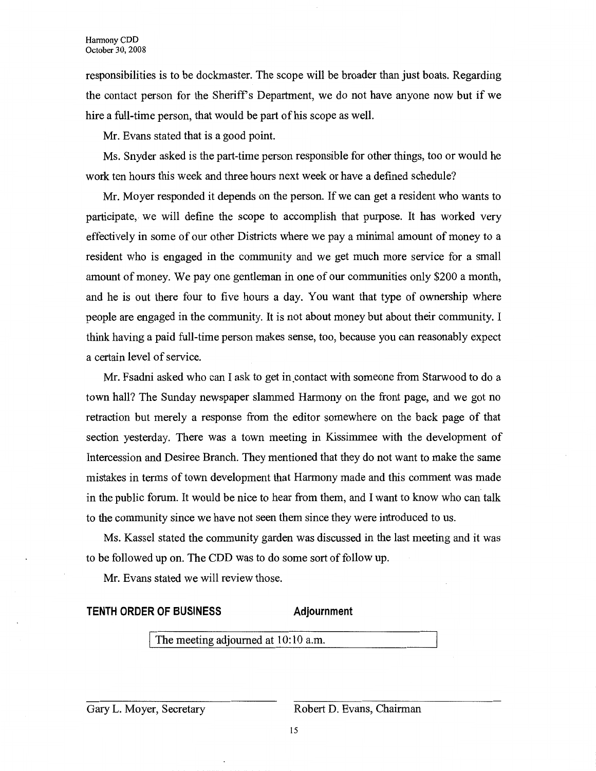responsibilities is to be dockmaster. The scope will be broader than just boats. Regarding the contact person for the Sheriff's Department, we do not have anyone now but if we hire a full-time person, that would be part of his scope as well.

Mr. Evans stated that is a good point.

Ms. Snyder asked is the part-time person responsible for other things, too or would he work ten hours this week and three hours next week or have a defined schedule?

Mr. Moyer responded it depends on the person. If we can get a resident who wants to participate, we will define the scope to accomplish that purpose. It has worked very effectively in some of our other Districts where we pay a minimal amount of money to a resident who is engaged in the community and we get much more service for a small amount of money. We pay one gentleman in one of our communities only $200 a month, and he is out there four to five hours a day. You want that type of ownership where people are engaged in the community. It is not about money but about their community. I think having a paid full-time person makes sense, too, because you can reasonably expect a certain level of service.

Mr. Fsadni asked who can I ask to get in contact with someone from Starwood to do a town hall? The Sunday newspaper slammed Harmony on the front page, and we got no retraction but merely a response from the editor somewhere on the back page of that section yesterday. There was a town meeting in Kissimmee with the development of Intercession and Desiree Branch. They mentioned that they do not want to make the same mistakes in terms of town development that Harmony made and this comment was made in the public forum. It would be nice to hear from them, and I want to know who can talk to the community since we have not seen them since they were introduced to us.

Ms. Kassel stated the community garden was discussed in the last meeting and it was to be followed up on. The CDD was to do some sort of follow up.

Mr. Evans stated we will review those.

**TENTH ORDER OF BUSINESS** **Adjournment**

The meeting adjourned at 10:10 a.m.

Gary L. Moyer, Secretary

Robert D. Evans, Chairman